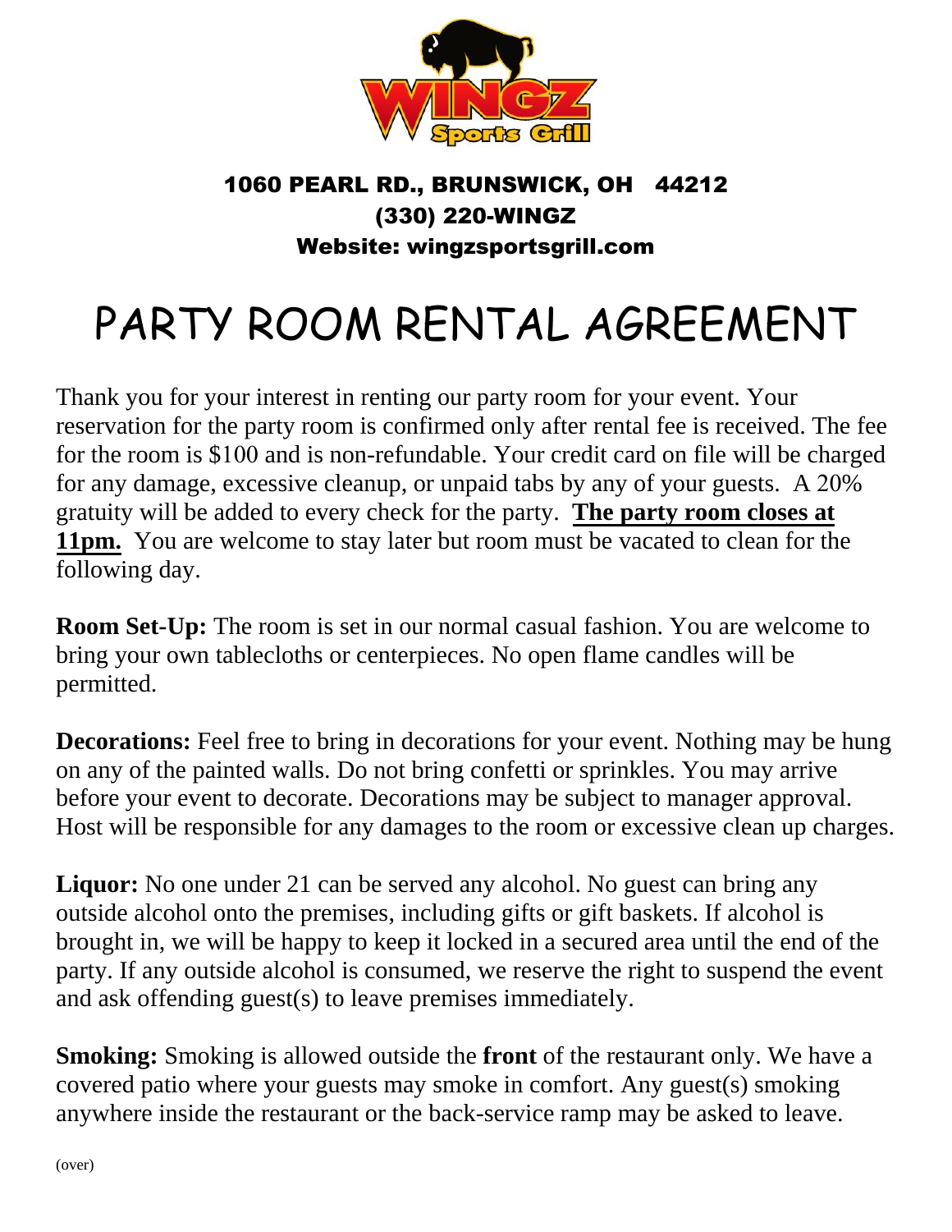**1060 PEARL RD., BRUNSWICK, OH 44212**
**(330) 220-WINGZ**
**Website: wingzsportsgrill.com**

# PARTY ROOM RENTAL AGREEMENT

Thank you for your interest in renting our party room for your event. Your reservation for the party room is confirmed only after rental fee is received. The fee for the room is $100 and is non-refundable. Your credit card on file will be charged for any damage, excessive cleanup, or unpaid tabs by any of your guests. A 20% gratuity will be added to every check for the party. **The party room closes at 11pm.** You are welcome to stay later but room must be vacated to clean for the following day.

**Room Set-Up:** The room is set in our normal casual fashion. You are welcome to bring your own tablecloths or centerpieces. No open flame candles will be permitted.

**Decorations:** Feel free to bring in decorations for your event. Nothing may be hung on any of the painted walls. Do not bring confetti or sprinkles. You may arrive before your event to decorate. Decorations may be subject to manager approval. Host will be responsible for any damages to the room or excessive clean up charges.

**Liquor:** No one under 21 can be served any alcohol. No guest can bring any outside alcohol onto the premises, including gifts or gift baskets. If alcohol is brought in, we will be happy to keep it locked in a secured area until the end of the party. If any outside alcohol is consumed, we reserve the right to suspend the event and ask offending guest(s) to leave premises immediately.

**Smoking:** Smoking is allowed outside the **front** of the restaurant only. We have a covered patio where your guests may smoke in comfort. Any guest(s) smoking anywhere inside the restaurant or the back-service ramp may be asked to leave.

(over)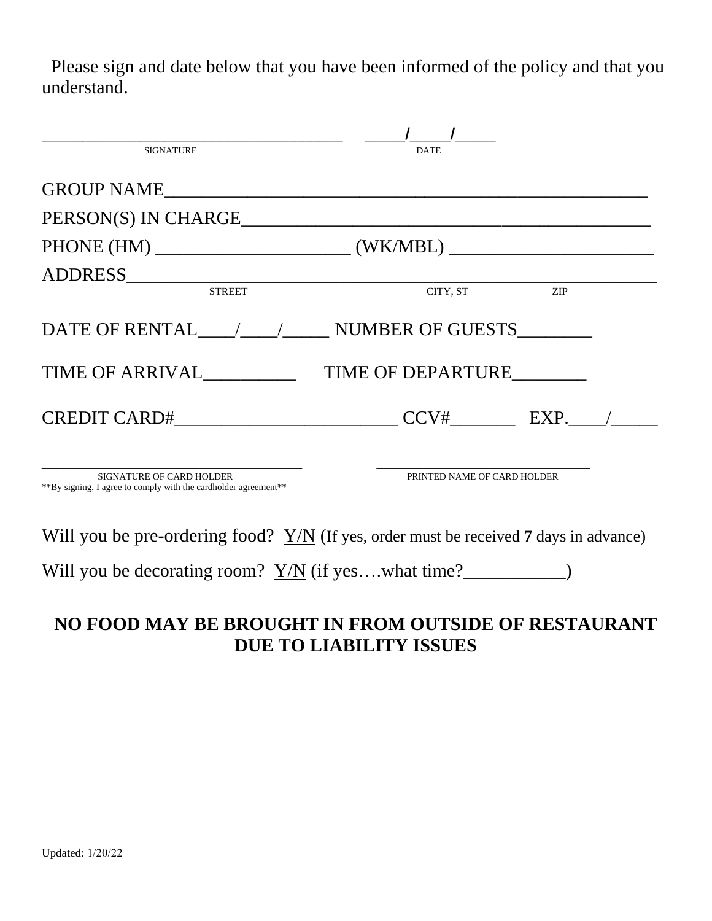Please sign and date below that you have been informed of the policy and that you understand.

_________________________________ ____/____/____
SIGNATURE DATE

GROUP NAME_____________________________________________________

PERSON(S) IN CHARGE____________________________________________

PHONE (HM) ____________________ (WK/MBL) _____________________

ADDRESS_______________________________________________________
STREET CITY, ST ZIP

DATE OF RENTAL____/____/_____ NUMBER OF GUESTS________

TIME OF ARRIVAL__________ TIME OF DEPARTURE________

CREDIT CARD#_______________________ CCV#_______ EXP.____/_____

_______________________________ _________________________
SIGNATURE OF CARD HOLDER PRINTED NAME OF CARD HOLDER

**By signing, I agree to comply with the cardholder agreement**

Will you be pre-ordering food? Y/N (If yes, order must be received **7** days in advance)

Will you be decorating room? Y/N (if yes….what time?___________)

**NO FOOD MAY BE BROUGHT IN FROM OUTSIDE OF RESTAURANT DUE TO LIABILITY ISSUES**

Updated: 1/20/22